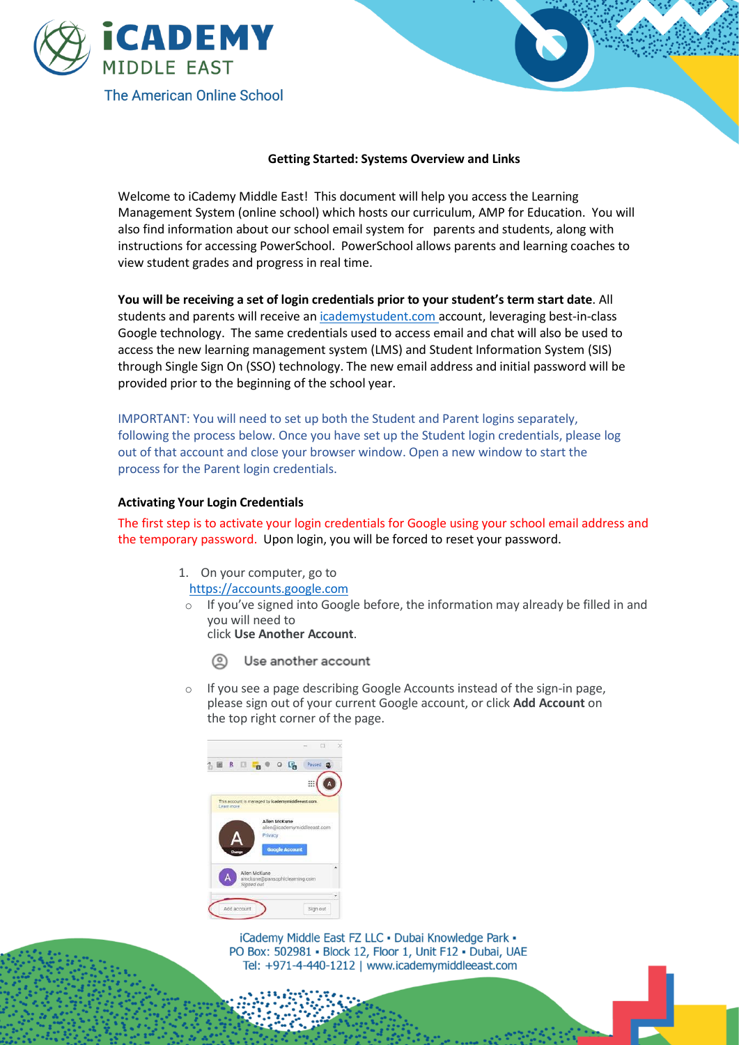### Getting Started: Systems Overview and Links

Welcome to iCademy Middle East! This document will help you access the Learning Management System (online school) which hosts our curriculum, AMP for Education. You will also find information about our school email system for parents and students, along with instructions for accessing PowerSchool. PowerSchool allows parents and learning coaches to view student grades and progress in real time.

**You will be receiving a set of login credentials prior to your student's term start date**. All students and parents will receive an icademystudent.com account, leveraging best-in-class Google technology. The same credentials used to access email and chat will also be used to access the new learning management system (LMS) and Student Information System (SIS) through Single Sign On (SSO) technology. The new email address and initial password will be provided prior to the beginning of the school year.

IMPORTANT: You will need to set up both the Student and Parent logins separately, following the process below. Once you have set up the Student login credentials, please log out of that account and close your browser window. Open a new window to start the process for the Parent login credentials.

#### Activating Your Login Credentials

The first step is to activate your login credentials for Google using your school email address and the temporary password. Upon login, you will be forced to reset your password.

1. On your computer, go to https://accounts.google.com
   - If you've signed into Google before, the information may already be filled in and you will need to click **Use Another Account**.

     Use another account

   - If you see a page describing Google Accounts instead of the sign-in page, please sign out of your current Google account, or click **Add Account** on the top right corner of the page.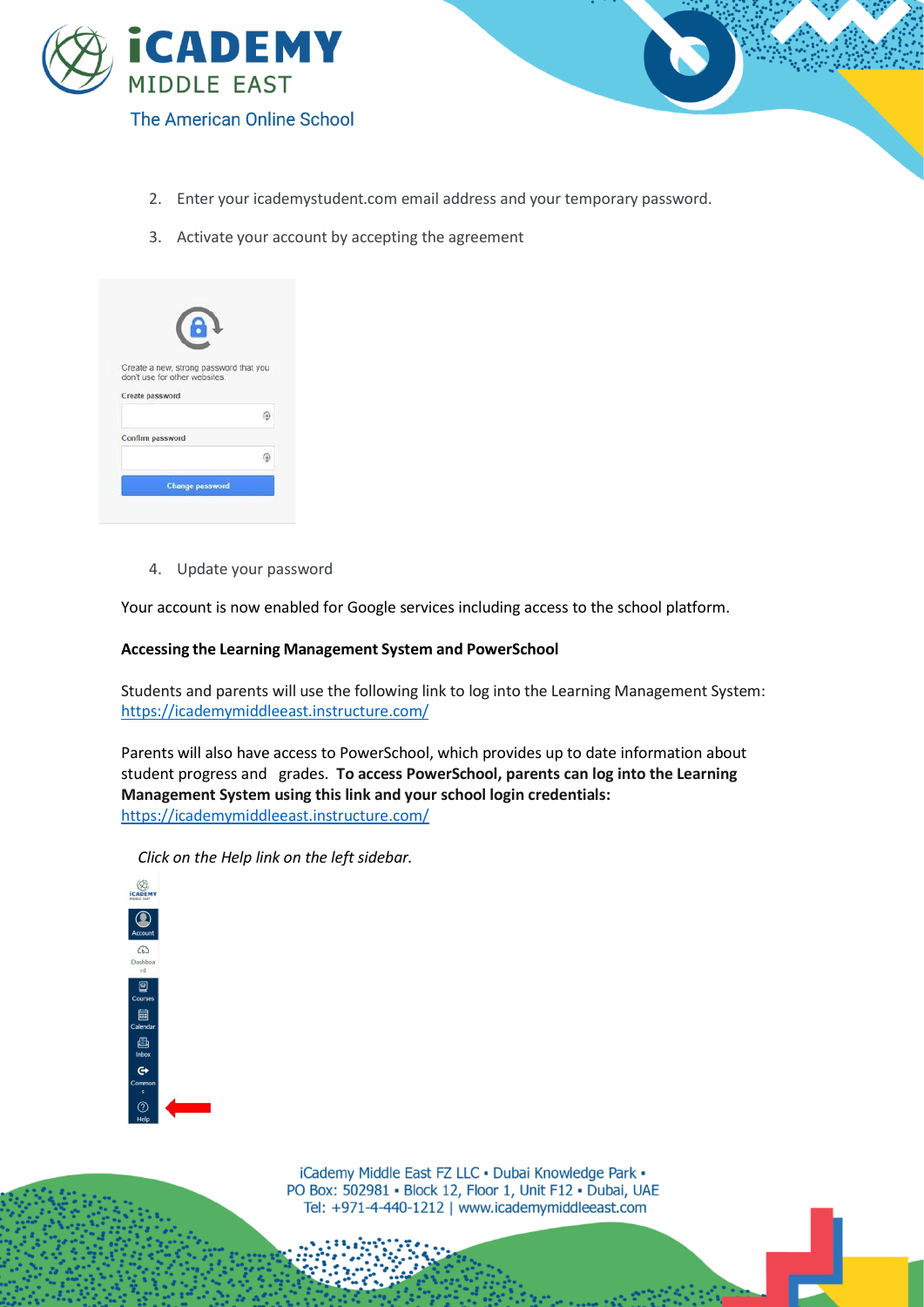2. Enter your icademystudent.com email address and your temporary password.
3. Activate your account by accepting the agreement

4. Update your password

Your account is now enabled for Google services including access to the school platform.

**Accessing the Learning Management System and PowerSchool**

Students and parents will use the following link to log into the Learning Management System: https://icademymiddleeast.instructure.com/

Parents will also have access to PowerSchool, which provides up to date information about student progress and grades. **To access PowerSchool, parents can log into the Learning Management System using this link and your school login credentials:** https://icademymiddleeast.instructure.com/

*Click on the Help link on the left sidebar.*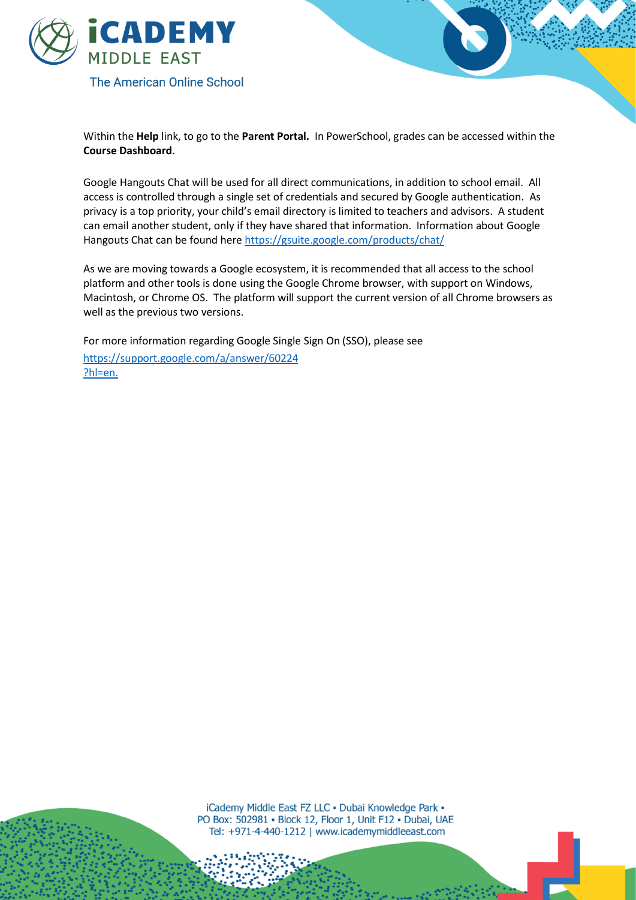Within the **Help** link, to go to the **Parent Portal.** In PowerSchool, grades can be accessed within the **Course Dashboard**.

Google Hangouts Chat will be used for all direct communications, in addition to school email. All access is controlled through a single set of credentials and secured by Google authentication. As privacy is a top priority, your child's email directory is limited to teachers and advisors. A student can email another student, only if they have shared that information. Information about Google Hangouts Chat can be found here https://gsuite.google.com/products/chat/

As we are moving towards a Google ecosystem, it is recommended that all access to the school platform and other tools is done using the Google Chrome browser, with support on Windows, Macintosh, or Chrome OS. The platform will support the current version of all Chrome browsers as well as the previous two versions.

For more information regarding Google Single Sign On (SSO), please see https://support.google.com/a/answer/60224?hl=en.